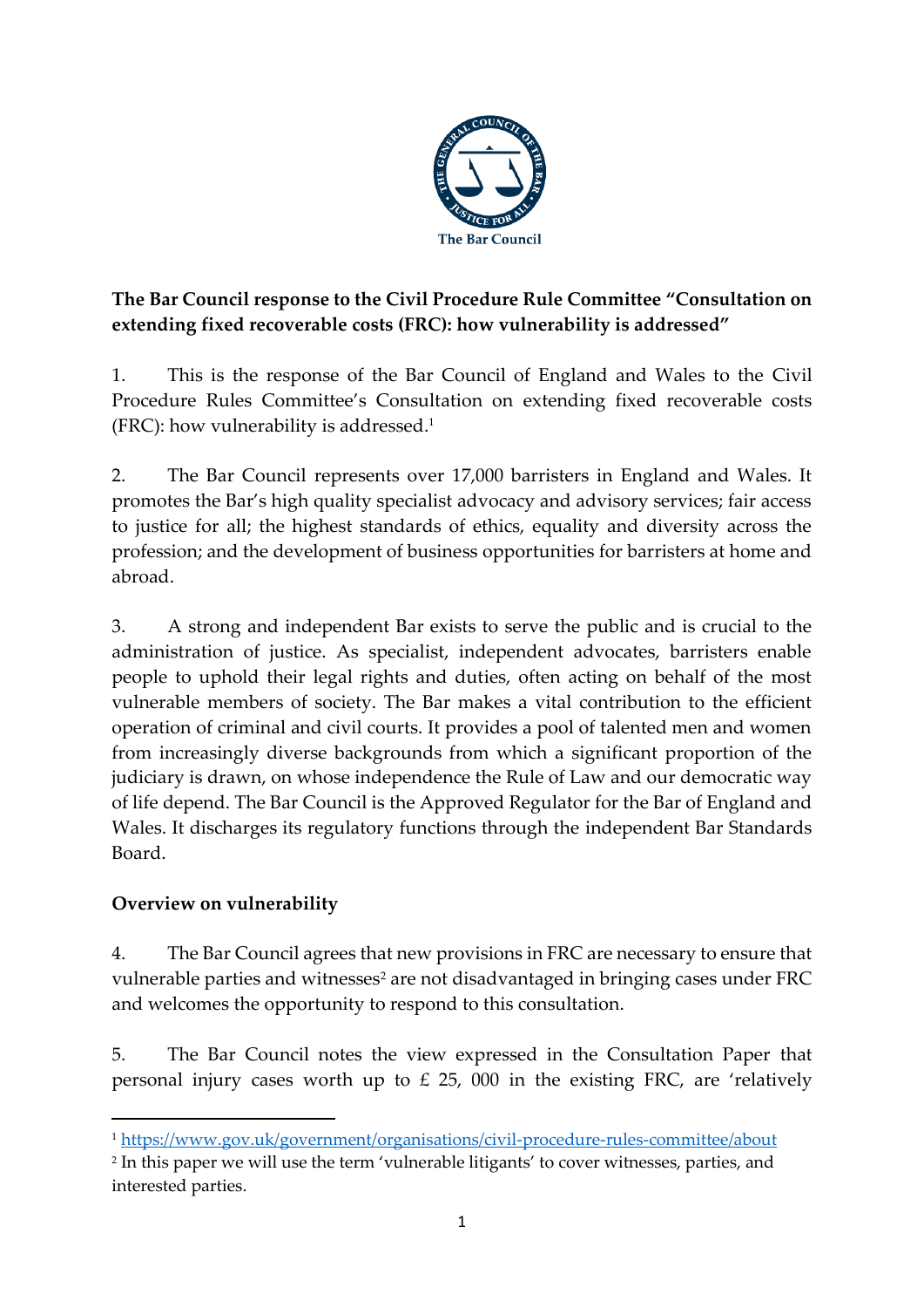**The Bar Council response to the Civil Procedure Rule Committee "Consultation on extending fixed recoverable costs (FRC): how vulnerability is addressed"**

1. This is the response of the Bar Council of England and Wales to the Civil Procedure Rules Committee's Consultation on extending fixed recoverable costs (FRC): how vulnerability is addressed.[1]

2. The Bar Council represents over 17,000 barristers in England and Wales. It promotes the Bar's high quality specialist advocacy and advisory services; fair access to justice for all; the highest standards of ethics, equality and diversity across the profession; and the development of business opportunities for barristers at home and abroad.

3. A strong and independent Bar exists to serve the public and is crucial to the administration of justice. As specialist, independent advocates, barristers enable people to uphold their legal rights and duties, often acting on behalf of the most vulnerable members of society. The Bar makes a vital contribution to the efficient operation of criminal and civil courts. It provides a pool of talented men and women from increasingly diverse backgrounds from which a significant proportion of the judiciary is drawn, on whose independence the Rule of Law and our democratic way of life depend. The Bar Council is the Approved Regulator for the Bar of England and Wales. It discharges its regulatory functions through the independent Bar Standards Board.

**Overview on vulnerability**

4. The Bar Council agrees that new provisions in FRC are necessary to ensure that vulnerable parties and witnesses[2] are not disadvantaged in bringing cases under FRC and welcomes the opportunity to respond to this consultation.

5. The Bar Council notes the view expressed in the Consultation Paper that personal injury cases worth up to £ 25, 000 in the existing FRC, are 'relatively

[1] https://www.gov.uk/government/organisations/civil-procedure-rules-committee/about

[2] In this paper we will use the term 'vulnerable litigants' to cover witnesses, parties, and interested parties.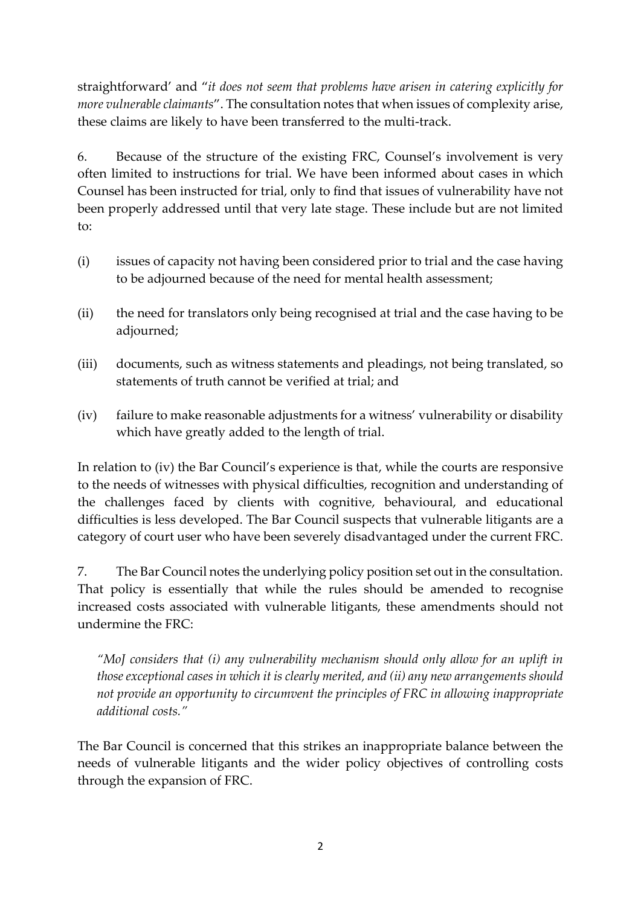straightforward' and "*it does not seem that problems have arisen in catering explicitly for more vulnerable claimants*". The consultation notes that when issues of complexity arise, these claims are likely to have been transferred to the multi-track.

6. Because of the structure of the existing FRC, Counsel's involvement is very often limited to instructions for trial. We have been informed about cases in which Counsel has been instructed for trial, only to find that issues of vulnerability have not been properly addressed until that very late stage. These include but are not limited to:

(i) issues of capacity not having been considered prior to trial and the case having to be adjourned because of the need for mental health assessment;

(ii) the need for translators only being recognised at trial and the case having to be adjourned;

(iii) documents, such as witness statements and pleadings, not being translated, so statements of truth cannot be verified at trial; and

(iv) failure to make reasonable adjustments for a witness' vulnerability or disability which have greatly added to the length of trial.

In relation to (iv) the Bar Council's experience is that, while the courts are responsive to the needs of witnesses with physical difficulties, recognition and understanding of the challenges faced by clients with cognitive, behavioural, and educational difficulties is less developed. The Bar Council suspects that vulnerable litigants are a category of court user who have been severely disadvantaged under the current FRC.

7. The Bar Council notes the underlying policy position set out in the consultation. That policy is essentially that while the rules should be amended to recognise increased costs associated with vulnerable litigants, these amendments should not undermine the FRC:

> *"MoJ considers that (i) any vulnerability mechanism should only allow for an uplift in those exceptional cases in which it is clearly merited, and (ii) any new arrangements should not provide an opportunity to circumvent the principles of FRC in allowing inappropriate additional costs."*

The Bar Council is concerned that this strikes an inappropriate balance between the needs of vulnerable litigants and the wider policy objectives of controlling costs through the expansion of FRC.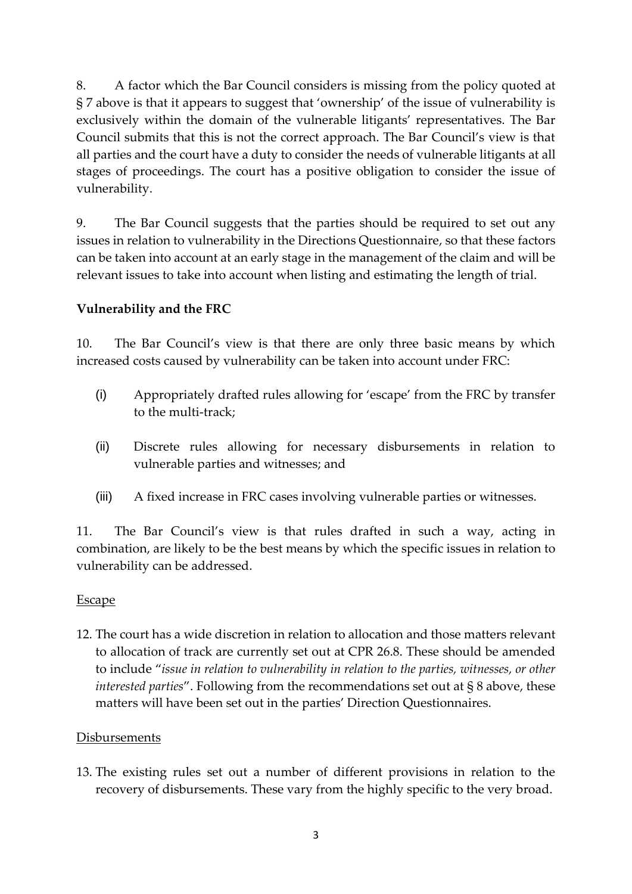8. A factor which the Bar Council considers is missing from the policy quoted at § 7 above is that it appears to suggest that 'ownership' of the issue of vulnerability is exclusively within the domain of the vulnerable litigants' representatives. The Bar Council submits that this is not the correct approach. The Bar Council's view is that all parties and the court have a duty to consider the needs of vulnerable litigants at all stages of proceedings. The court has a positive obligation to consider the issue of vulnerability.

9. The Bar Council suggests that the parties should be required to set out any issues in relation to vulnerability in the Directions Questionnaire, so that these factors can be taken into account at an early stage in the management of the claim and will be relevant issues to take into account when listing and estimating the length of trial.

**Vulnerability and the FRC**

10. The Bar Council's view is that there are only three basic means by which increased costs caused by vulnerability can be taken into account under FRC:

(i) Appropriately drafted rules allowing for 'escape' from the FRC by transfer to the multi-track;

(ii) Discrete rules allowing for necessary disbursements in relation to vulnerable parties and witnesses; and

(iii) A fixed increase in FRC cases involving vulnerable parties or witnesses.

11. The Bar Council's view is that rules drafted in such a way, acting in combination, are likely to be the best means by which the specific issues in relation to vulnerability can be addressed.

Escape

12. The court has a wide discretion in relation to allocation and those matters relevant to allocation of track are currently set out at CPR 26.8. These should be amended to include "*issue in relation to vulnerability in relation to the parties, witnesses, or other interested parties*". Following from the recommendations set out at § 8 above, these matters will have been set out in the parties' Direction Questionnaires.

Disbursements

13. The existing rules set out a number of different provisions in relation to the recovery of disbursements. These vary from the highly specific to the very broad.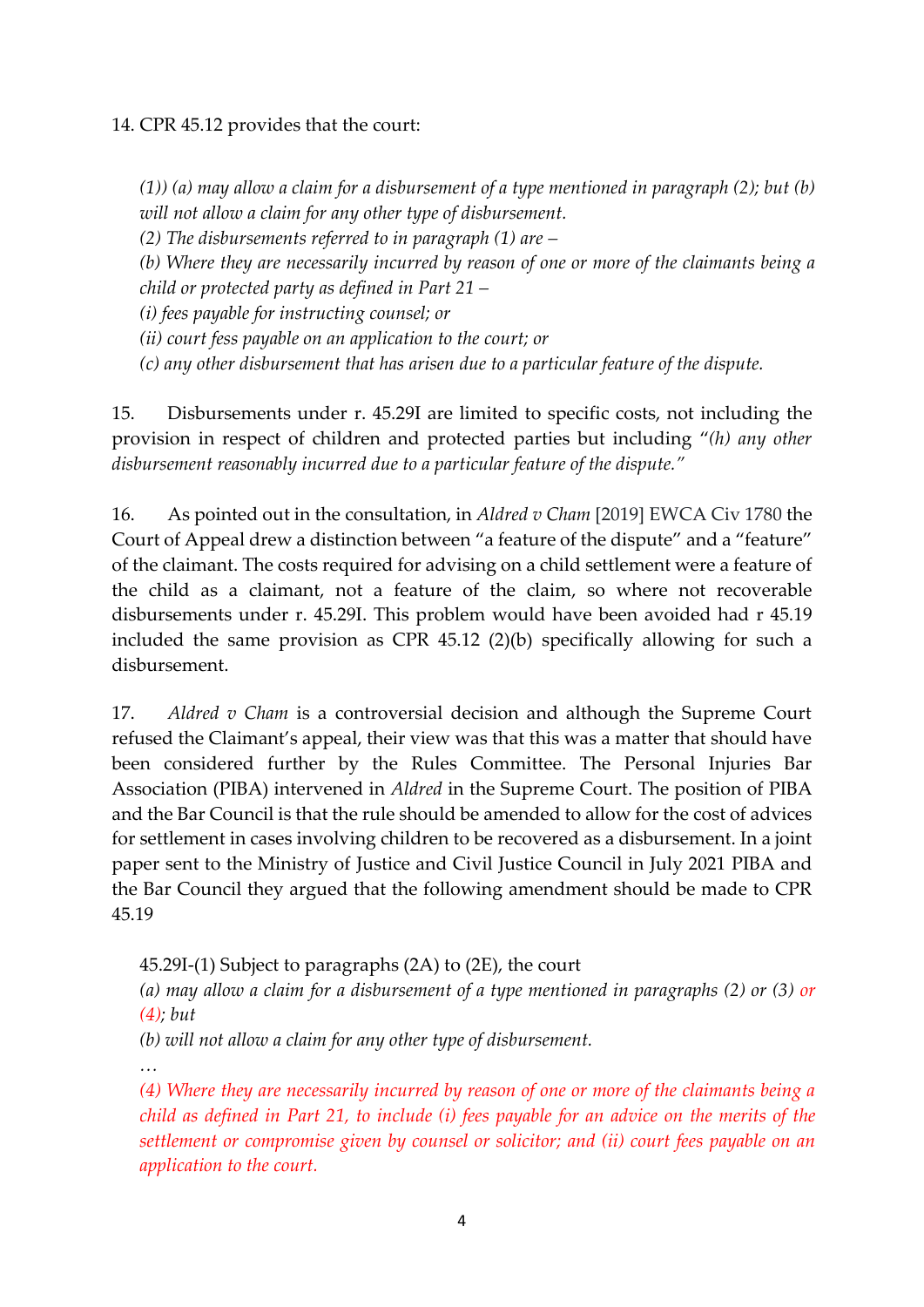14. CPR 45.12 provides that the court:

> *(1)) (a) may allow a claim for a disbursement of a type mentioned in paragraph (2); but (b) will not allow a claim for any other type of disbursement.*
> *(2) The disbursements referred to in paragraph (1) are –*
> *(b) Where they are necessarily incurred by reason of one or more of the claimants being a child or protected party as defined in Part 21 –*
> *(i) fees payable for instructing counsel; or*
> *(ii) court fess payable on an application to the court; or*
> *(c) any other disbursement that has arisen due to a particular feature of the dispute.*

15. Disbursements under r. 45.29I are limited to specific costs, not including the provision in respect of children and protected parties but including "*(h) any other disbursement reasonably incurred due to a particular feature of the dispute."*

16. As pointed out in the consultation, in *Aldred v Cham* [2019] EWCA Civ 1780 the Court of Appeal drew a distinction between "a feature of the dispute" and a "feature" of the claimant. The costs required for advising on a child settlement were a feature of the child as a claimant, not a feature of the claim, so where not recoverable disbursements under r. 45.29I. This problem would have been avoided had r 45.19 included the same provision as CPR 45.12 (2)(b) specifically allowing for such a disbursement.

17. *Aldred v Cham* is a controversial decision and although the Supreme Court refused the Claimant's appeal, their view was that this was a matter that should have been considered further by the Rules Committee. The Personal Injuries Bar Association (PIBA) intervened in *Aldred* in the Supreme Court. The position of PIBA and the Bar Council is that the rule should be amended to allow for the cost of advices for settlement in cases involving children to be recovered as a disbursement. In a joint paper sent to the Ministry of Justice and Civil Justice Council in July 2021 PIBA and the Bar Council they argued that the following amendment should be made to CPR 45.19

> 45.29I-(1) Subject to paragraphs (2A) to (2E), the court
> *(a) may allow a claim for a disbursement of a type mentioned in paragraphs (2) or (3) or (4); but*
> *(b) will not allow a claim for any other type of disbursement.*
> *…*
> *(4) Where they are necessarily incurred by reason of one or more of the claimants being a child as defined in Part 21, to include (i) fees payable for an advice on the merits of the settlement or compromise given by counsel or solicitor; and (ii) court fees payable on an application to the court.*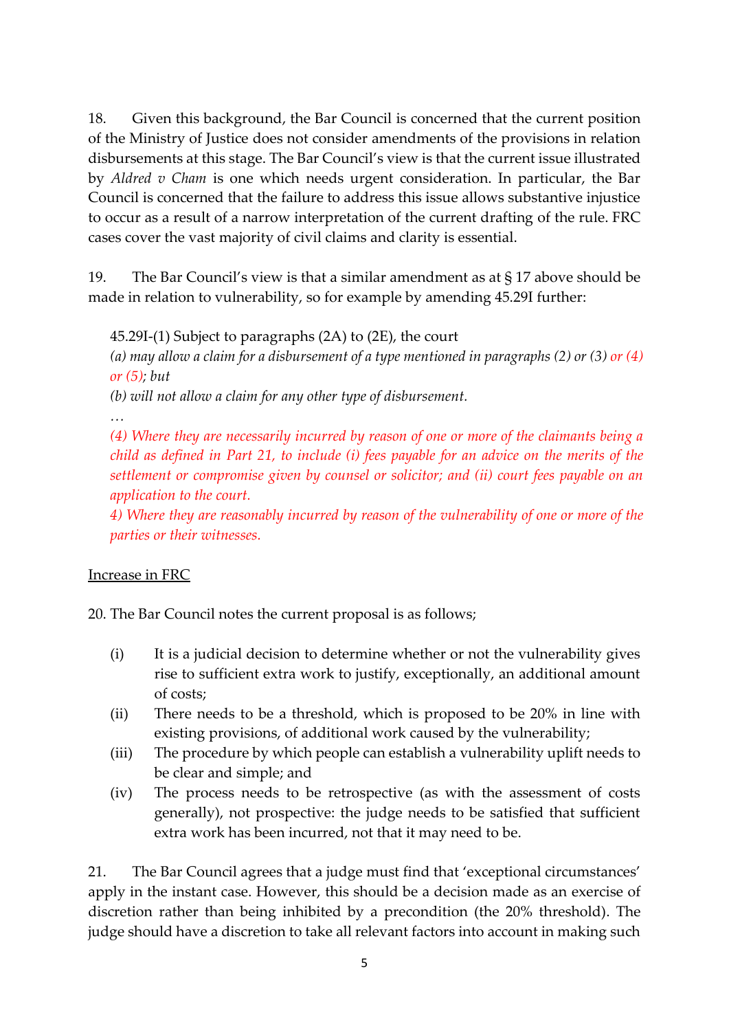18. Given this background, the Bar Council is concerned that the current position of the Ministry of Justice does not consider amendments of the provisions in relation disbursements at this stage. The Bar Council's view is that the current issue illustrated by *Aldred v Cham* is one which needs urgent consideration. In particular, the Bar Council is concerned that the failure to address this issue allows substantive injustice to occur as a result of a narrow interpretation of the current drafting of the rule. FRC cases cover the vast majority of civil claims and clarity is essential.

19. The Bar Council's view is that a similar amendment as at § 17 above should be made in relation to vulnerability, so for example by amending 45.29I further:

> 45.29I-(1) Subject to paragraphs (2A) to (2E), the court
>
> *(a) may allow a claim for a disbursement of a type mentioned in paragraphs (2) or (3) or (4) or (5); but*
>
> *(b) will not allow a claim for any other type of disbursement.*
>
> *…*
>
> *(4) Where they are necessarily incurred by reason of one or more of the claimants being a child as defined in Part 21, to include (i) fees payable for an advice on the merits of the settlement or compromise given by counsel or solicitor; and (ii) court fees payable on an application to the court.*
>
> *4) Where they are reasonably incurred by reason of the vulnerability of one or more of the parties or their witnesses.*

<u>Increase in FRC</u>

20. The Bar Council notes the current proposal is as follows;

(i) It is a judicial decision to determine whether or not the vulnerability gives rise to sufficient extra work to justify, exceptionally, an additional amount of costs;

(ii) There needs to be a threshold, which is proposed to be 20% in line with existing provisions, of additional work caused by the vulnerability;

(iii) The procedure by which people can establish a vulnerability uplift needs to be clear and simple; and

(iv) The process needs to be retrospective (as with the assessment of costs generally), not prospective: the judge needs to be satisfied that sufficient extra work has been incurred, not that it may need to be.

21. The Bar Council agrees that a judge must find that 'exceptional circumstances' apply in the instant case. However, this should be a decision made as an exercise of discretion rather than being inhibited by a precondition (the 20% threshold). The judge should have a discretion to take all relevant factors into account in making such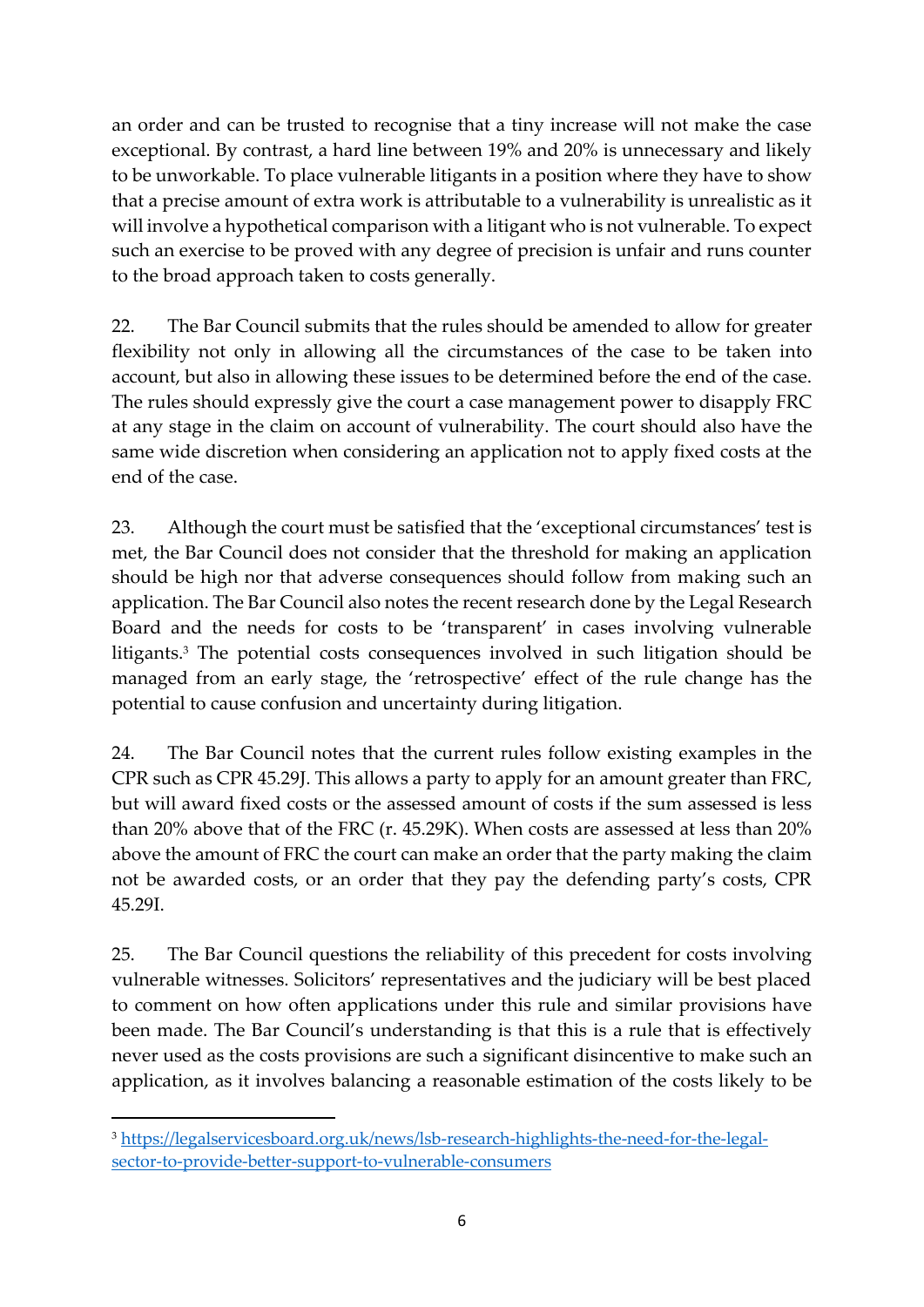an order and can be trusted to recognise that a tiny increase will not make the case exceptional. By contrast, a hard line between 19% and 20% is unnecessary and likely to be unworkable. To place vulnerable litigants in a position where they have to show that a precise amount of extra work is attributable to a vulnerability is unrealistic as it will involve a hypothetical comparison with a litigant who is not vulnerable. To expect such an exercise to be proved with any degree of precision is unfair and runs counter to the broad approach taken to costs generally.

22. The Bar Council submits that the rules should be amended to allow for greater flexibility not only in allowing all the circumstances of the case to be taken into account, but also in allowing these issues to be determined before the end of the case. The rules should expressly give the court a case management power to disapply FRC at any stage in the claim on account of vulnerability. The court should also have the same wide discretion when considering an application not to apply fixed costs at the end of the case.

23. Although the court must be satisfied that the 'exceptional circumstances' test is met, the Bar Council does not consider that the threshold for making an application should be high nor that adverse consequences should follow from making such an application. The Bar Council also notes the recent research done by the Legal Research Board and the needs for costs to be 'transparent' in cases involving vulnerable litigants.[3] The potential costs consequences involved in such litigation should be managed from an early stage, the 'retrospective' effect of the rule change has the potential to cause confusion and uncertainty during litigation.

24. The Bar Council notes that the current rules follow existing examples in the CPR such as CPR 45.29J. This allows a party to apply for an amount greater than FRC, but will award fixed costs or the assessed amount of costs if the sum assessed is less than 20% above that of the FRC (r. 45.29K). When costs are assessed at less than 20% above the amount of FRC the court can make an order that the party making the claim not be awarded costs, or an order that they pay the defending party's costs, CPR 45.29I.

25. The Bar Council questions the reliability of this precedent for costs involving vulnerable witnesses. Solicitors' representatives and the judiciary will be best placed to comment on how often applications under this rule and similar provisions have been made. The Bar Council's understanding is that this is a rule that is effectively never used as the costs provisions are such a significant disincentive to make such an application, as it involves balancing a reasonable estimation of the costs likely to be

---

[3] https://legalservicesboard.org.uk/news/lsb-research-highlights-the-need-for-the-legal-sector-to-provide-better-support-to-vulnerable-consumers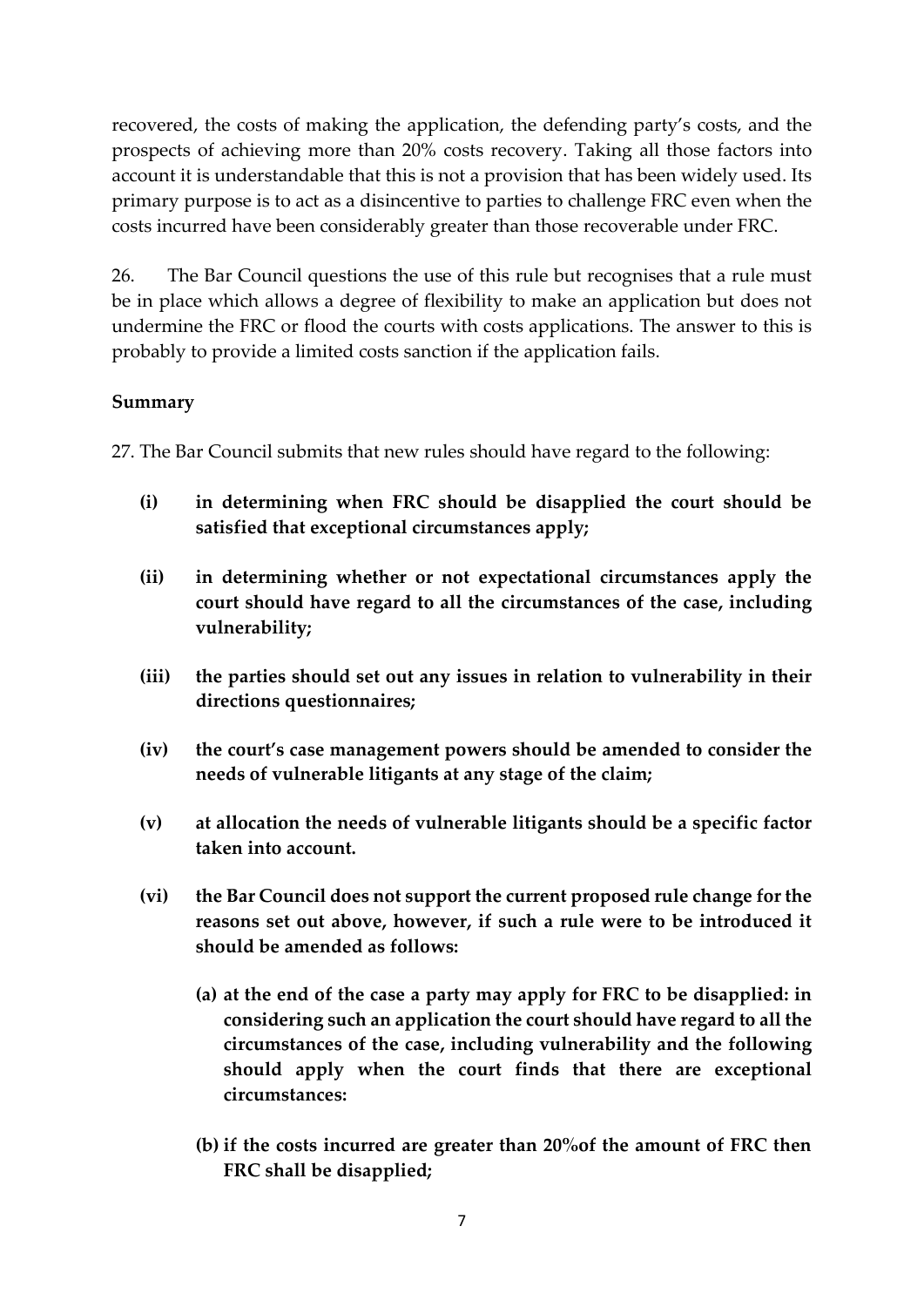recovered, the costs of making the application, the defending party's costs, and the prospects of achieving more than 20% costs recovery. Taking all those factors into account it is understandable that this is not a provision that has been widely used. Its primary purpose is to act as a disincentive to parties to challenge FRC even when the costs incurred have been considerably greater than those recoverable under FRC.

26. The Bar Council questions the use of this rule but recognises that a rule must be in place which allows a degree of flexibility to make an application but does not undermine the FRC or flood the courts with costs applications. The answer to this is probably to provide a limited costs sanction if the application fails.

**Summary**

27. The Bar Council submits that new rules should have regard to the following:

- **(i) in determining when FRC should be disapplied the court should be satisfied that exceptional circumstances apply;**

- **(ii) in determining whether or not expectational circumstances apply the court should have regard to all the circumstances of the case, including vulnerability;**

- **(iii) the parties should set out any issues in relation to vulnerability in their directions questionnaires;**

- **(iv) the court's case management powers should be amended to consider the needs of vulnerable litigants at any stage of the claim;**

- **(v) at allocation the needs of vulnerable litigants should be a specific factor taken into account.**

- **(vi) the Bar Council does not support the current proposed rule change for the reasons set out above, however, if such a rule were to be introduced it should be amended as follows:**

  - **(a) at the end of the case a party may apply for FRC to be disapplied: in considering such an application the court should have regard to all the circumstances of the case, including vulnerability and the following should apply when the court finds that there are exceptional circumstances:**

  - **(b) if the costs incurred are greater than 20%of the amount of FRC then FRC shall be disapplied;**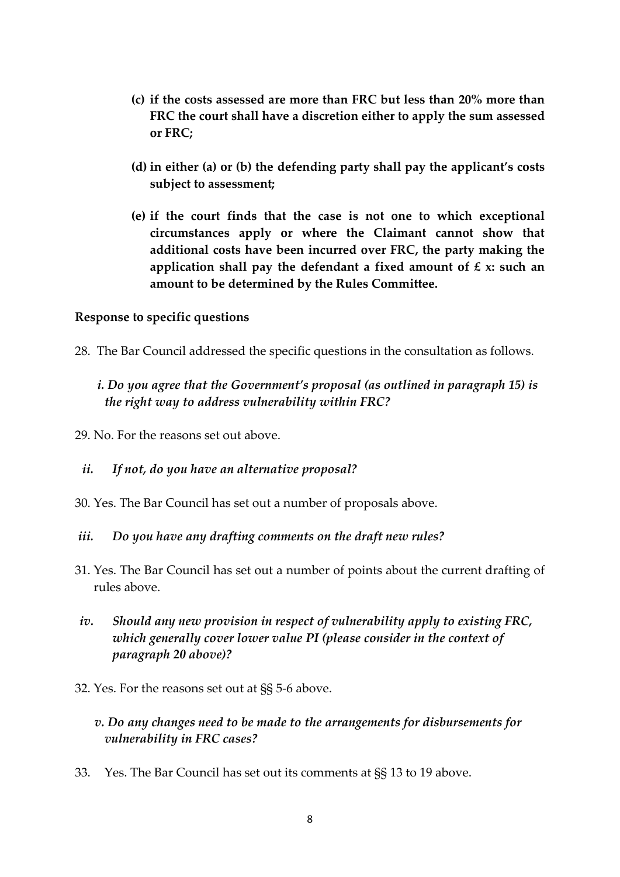**(c) if the costs assessed are more than FRC but less than 20% more than FRC the court shall have a discretion either to apply the sum assessed or FRC;**

**(d) in either (a) or (b) the defending party shall pay the applicant's costs subject to assessment;**

**(e) if the court finds that the case is not one to which exceptional circumstances apply or where the Claimant cannot show that additional costs have been incurred over FRC, the party making the application shall pay the defendant a fixed amount of £ x: such an amount to be determined by the Rules Committee.**

**Response to specific questions**

28. The Bar Council addressed the specific questions in the consultation as follows.

*i. Do you agree that the Government's proposal (as outlined in paragraph 15) is the right way to address vulnerability within FRC?*

29. No. For the reasons set out above.

*ii. If not, do you have an alternative proposal?*

30. Yes. The Bar Council has set out a number of proposals above.

*iii. Do you have any drafting comments on the draft new rules?*

31. Yes. The Bar Council has set out a number of points about the current drafting of rules above.

*iv. Should any new provision in respect of vulnerability apply to existing FRC, which generally cover lower value PI (please consider in the context of paragraph 20 above)?*

32. Yes. For the reasons set out at §§ 5-6 above.

*v. Do any changes need to be made to the arrangements for disbursements for vulnerability in FRC cases?*

33. Yes. The Bar Council has set out its comments at §§ 13 to 19 above.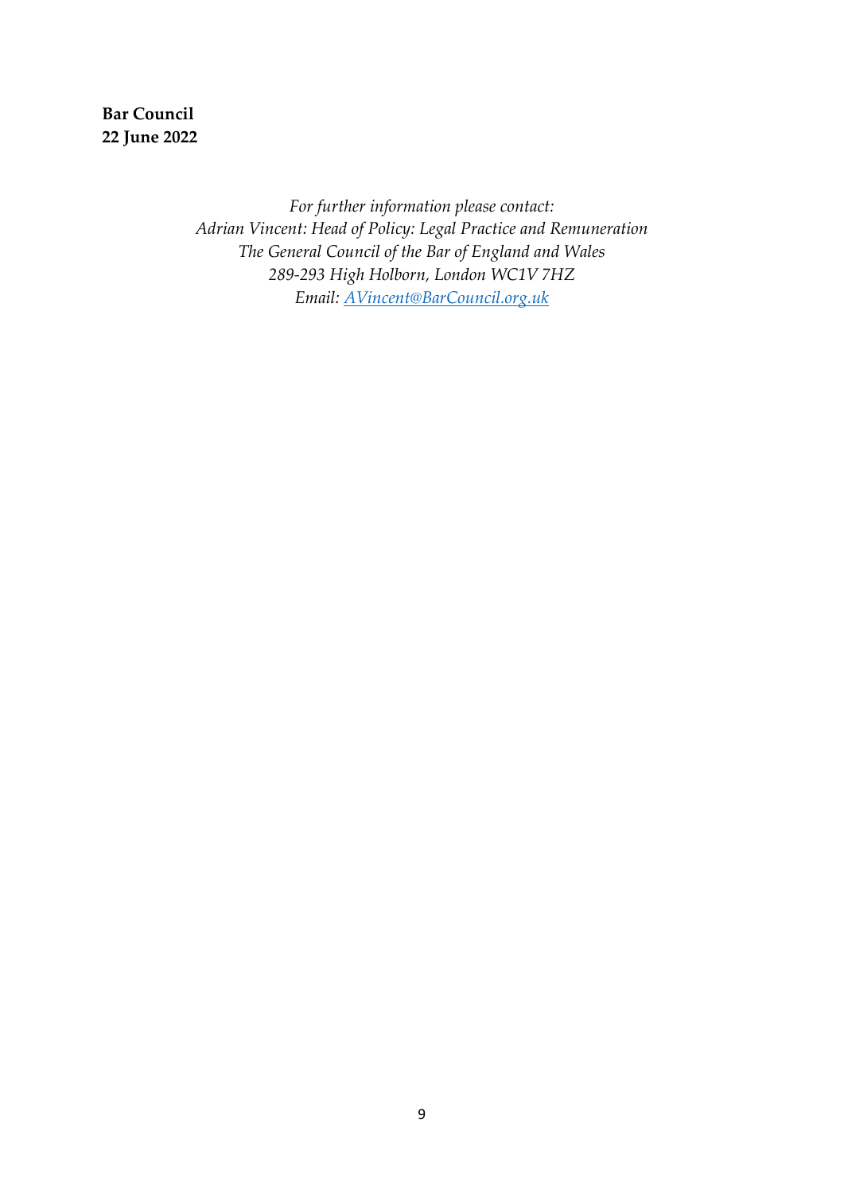**Bar Council**
**22 June 2022**

*For further information please contact:*
*Adrian Vincent: Head of Policy: Legal Practice and Remuneration*
*The General Council of the Bar of England and Wales*
*289-293 High Holborn, London WC1V 7HZ*
*Email: AVincent@BarCouncil.org.uk*